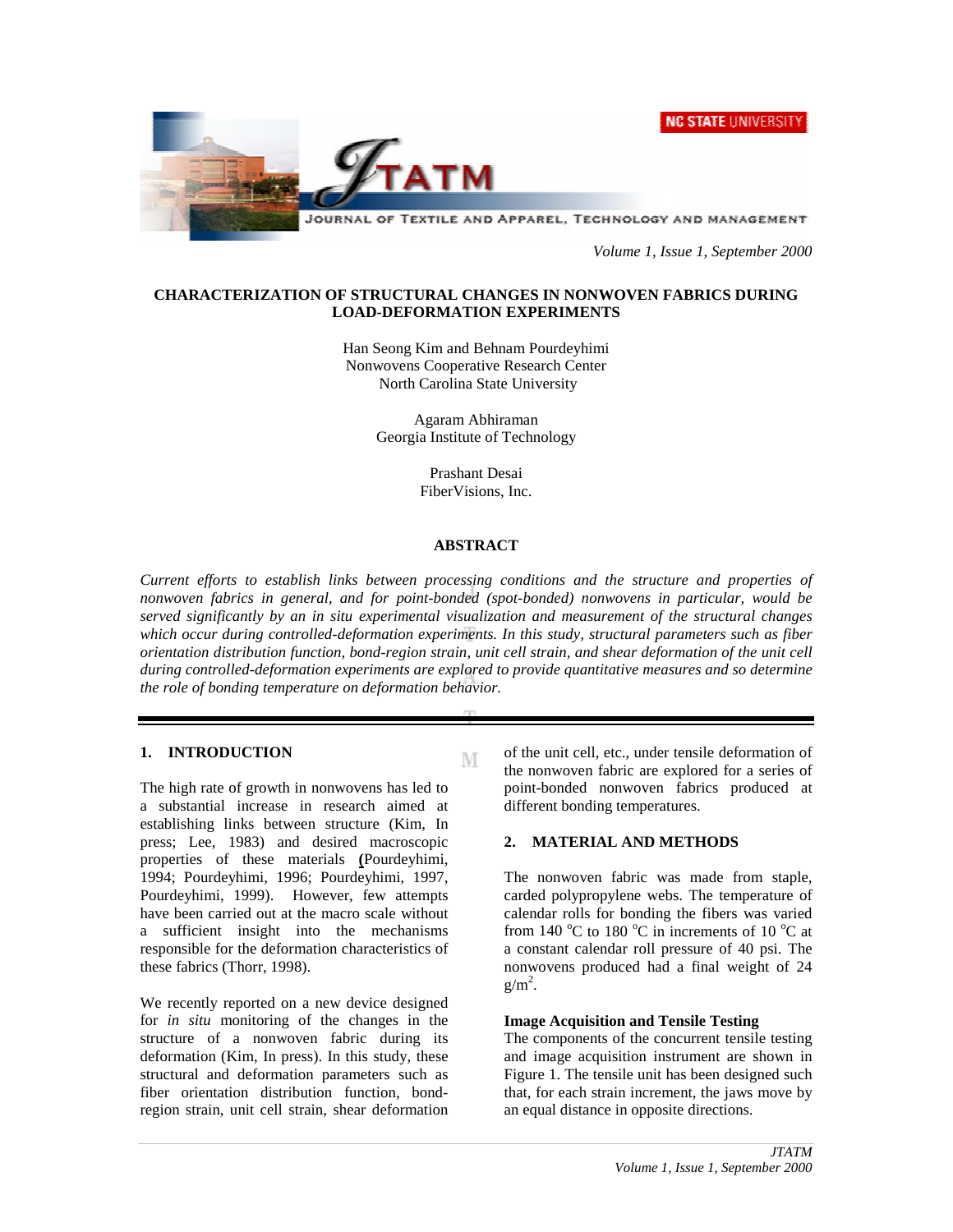# CHARACTERIZATION OF STRUCTURAL CHANGES IN NONWOVEN FABRICS DURING LOAD-DEFORMATION EXPERIMENTS

Han Seong Kim and Behnam Pourdeyhimi
Nonwovens Cooperative Research Center
North Carolina State University

Agaram Abhiraman
Georgia Institute of Technology

Prashant Desai
FiberVisions, Inc.

## ABSTRACT

*Current efforts to establish links between processing conditions and the structure and properties of nonwoven fabrics in general, and for point-bonded (spot-bonded) nonwovens in particular, would be served significantly by an in situ experimental visualization and measurement of the structural changes which occur during controlled-deformation experiments. In this study, structural parameters such as fiber orientation distribution function, bond-region strain, unit cell strain, and shear deformation of the unit cell during controlled-deformation experiments are explored to provide quantitative measures and so determine the role of bonding temperature on deformation behavior.*

## 1. INTRODUCTION

The high rate of growth in nonwovens has led to a substantial increase in research aimed at establishing links between structure (Kim, In press; Lee, 1983) and desired macroscopic properties of these materials (Pourdeyhimi, 1994; Pourdeyhimi, 1996; Pourdeyhimi, 1997, Pourdeyhimi, 1999). However, few attempts have been carried out at the macro scale without a sufficient insight into the mechanisms responsible for the deformation characteristics of these fabrics (Thorr, 1998).

We recently reported on a new device designed for *in situ* monitoring of the changes in the structure of a nonwoven fabric during its deformation (Kim, In press). In this study, these structural and deformation parameters such as fiber orientation distribution function, bond-region strain, unit cell strain, shear deformation of the unit cell, etc., under tensile deformation of the nonwoven fabric are explored for a series of point-bonded nonwoven fabrics produced at different bonding temperatures.

## 2. MATERIAL AND METHODS

The nonwoven fabric was made from staple, carded polypropylene webs. The temperature of calendar rolls for bonding the fibers was varied from 140 $^{o}$C to 180 $^{o}$C in increments of 10 $^{o}$C at a constant calendar roll pressure of 40 psi. The nonwovens produced had a final weight of 24 g/m$^2$.

### Image Acquisition and Tensile Testing

The components of the concurrent tensile testing and image acquisition instrument are shown in Figure 1. The tensile unit has been designed such that, for each strain increment, the jaws move by an equal distance in opposite directions.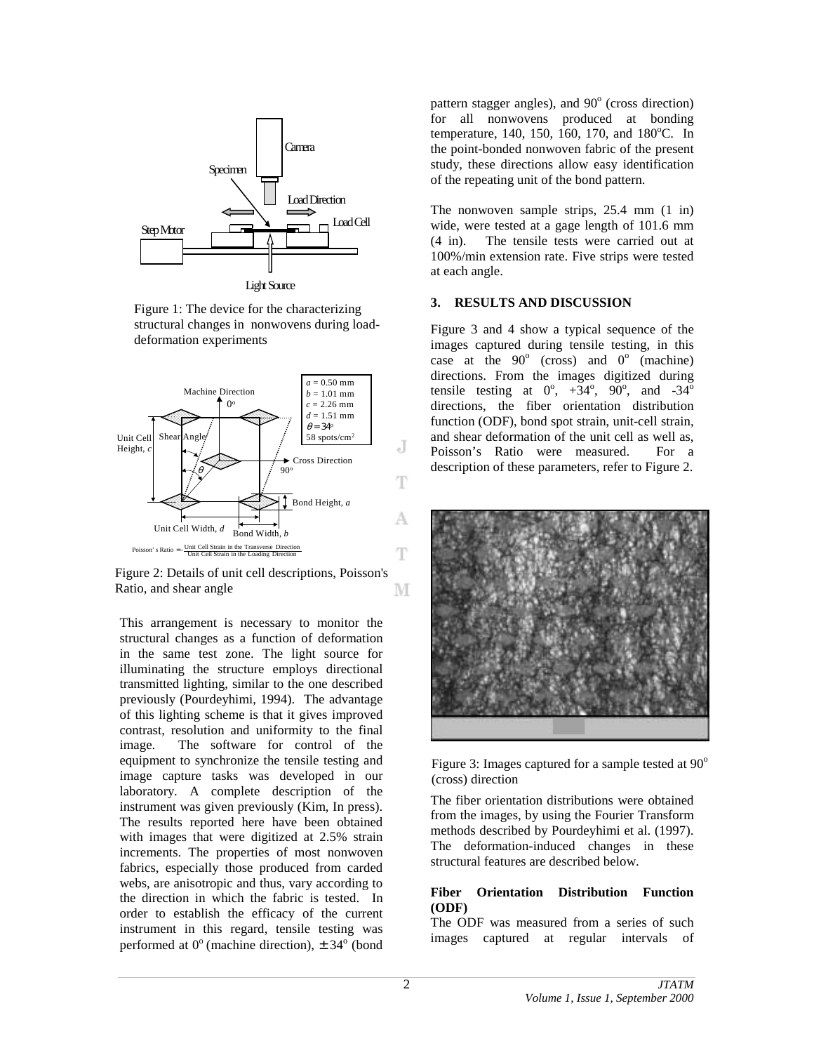Figure 1: The device for the characterizing structural changes in nonwovens during load-deformation experiments

Figure 2: Details of unit cell descriptions, Poisson's Ratio, and shear angle

This arrangement is necessary to monitor the structural changes as a function of deformation in the same test zone. The light source for illuminating the structure employs directional transmitted lighting, similar to the one described previously (Pourdeyhimi, 1994). The advantage of this lighting scheme is that it gives improved contrast, resolution and uniformity to the final image. The software for control of the equipment to synchronize the tensile testing and image capture tasks was developed in our laboratory. A complete description of the instrument was given previously (Kim, In press). The results reported here have been obtained with images that were digitized at 2.5% strain increments. The properties of most nonwoven fabrics, especially those produced from carded webs, are anisotropic and thus, vary according to the direction in which the fabric is tested. In order to establish the efficacy of the current instrument in this regard, tensile testing was performed at $0^o$ (machine direction), $\pm 34^o$ (bond pattern stagger angles), and $90^o$ (cross direction) for all nonwovens produced at bonding temperature, 140, 150, 160, 170, and 180°C. In the point-bonded nonwoven fabric of the present study, these directions allow easy identification of the repeating unit of the bond pattern.

The nonwoven sample strips, 25.4 mm (1 in) wide, were tested at a gage length of 101.6 mm (4 in). The tensile tests were carried out at 100%/min extension rate. Five strips were tested at each angle.

## 3. RESULTS AND DISCUSSION

Figure 3 and 4 show a typical sequence of the images captured during tensile testing, in this case at the $90^o$ (cross) and $0^o$ (machine) directions. From the images digitized during tensile testing at $0^o$, $+34^o$, $90^o$, and $-34^o$ directions, the fiber orientation distribution function (ODF), bond spot strain, unit-cell strain, and shear deformation of the unit cell as well as, Poisson's Ratio were measured. For a description of these parameters, refer to Figure 2.

Figure 3: Images captured for a sample tested at $90^o$ (cross) direction

The fiber orientation distributions were obtained from the images, by using the Fourier Transform methods described by Pourdeyhimi et al. (1997). The deformation-induced changes in these structural features are described below.

### Fiber Orientation Distribution Function (ODF)

The ODF was measured from a series of such images captured at regular intervals of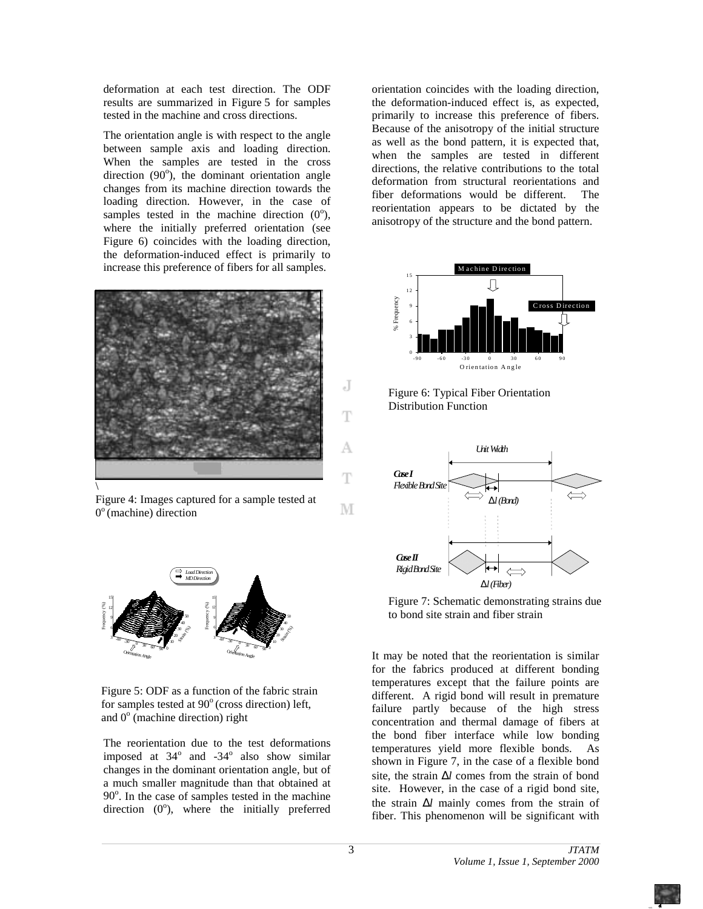deformation at each test direction. The ODF results are summarized in Figure 5 for samples tested in the machine and cross directions.

The orientation angle is with respect to the angle between sample axis and loading direction. When the samples are tested in the cross direction ($90^o$), the dominant orientation angle changes from its machine direction towards the loading direction. However, in the case of samples tested in the machine direction ($0^o$), where the initially preferred orientation (see Figure 6) coincides with the loading direction, the deformation-induced effect is primarily to increase this preference of fibers for all samples.

Figure 4: Images captured for a sample tested at $0^o$ (machine) direction

Figure 5: ODF as a function of the fabric strain for samples tested at $90^o$ (cross direction) left, and $0^o$ (machine direction) right

The reorientation due to the test deformations imposed at $34^o$ and $-34^o$ also show similar changes in the dominant orientation angle, but of a much smaller magnitude than that obtained at $90^o$. In the case of samples tested in the machine direction ($0^o$), where the initially preferred orientation coincides with the loading direction, the deformation-induced effect is, as expected, primarily to increase this preference of fibers. Because of the anisotropy of the initial structure as well as the bond pattern, it is expected that, when the samples are tested in different directions, the relative contributions to the total deformation from structural reorientations and fiber deformations would be different. The reorientation appears to be dictated by the anisotropy of the structure and the bond pattern.

Figure 6: Typical Fiber Orientation Distribution Function

Figure 7: Schematic demonstrating strains due to bond site strain and fiber strain

It may be noted that the reorientation is similar for the fabrics produced at different bonding temperatures except that the failure points are different. A rigid bond will result in premature failure partly because of the high stress concentration and thermal damage of fibers at the bond fiber interface while low bonding temperatures yield more flexible bonds. As shown in Figure 7, in the case of a flexible bond site, the strain $\Delta l$ comes from the strain of bond site. However, in the case of a rigid bond site, the strain $\Delta l$ mainly comes from the strain of fiber. This phenomenon will be significant with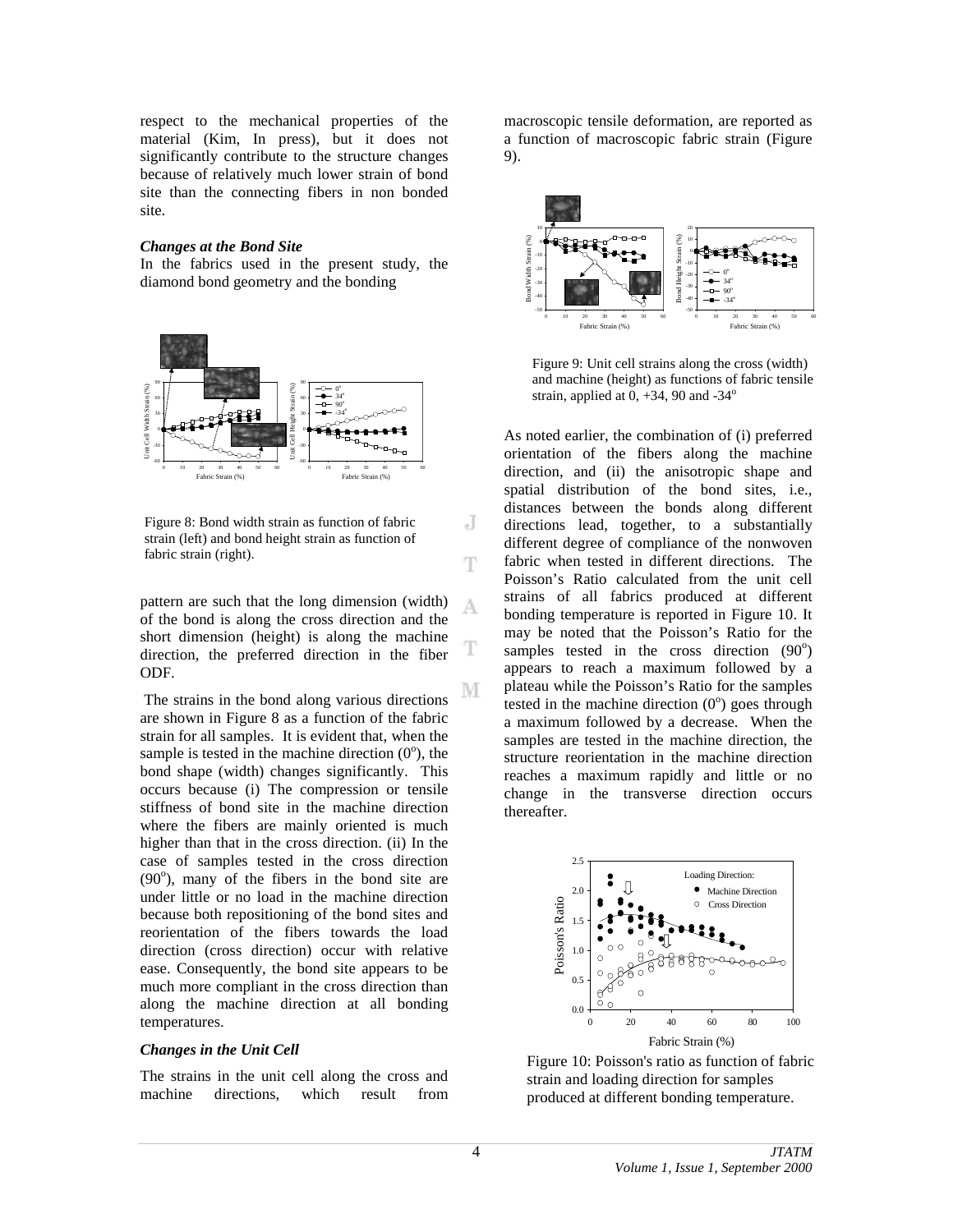respect to the mechanical properties of the material (Kim, In press), but it does not significantly contribute to the structure changes because of relatively much lower strain of bond site than the connecting fibers in non bonded site.

### *Changes at the Bond Site*

In the fabrics used in the present study, the diamond bond geometry and the bonding pattern are such that the long dimension (width) of the bond is along the cross direction and the short dimension (height) is along the machine direction, the preferred direction in the fiber ODF.

Figure 8: Bond width strain as function of fabric strain (left) and bond height strain as function of fabric strain (right).

The strains in the bond along various directions are shown in Figure 8 as a function of the fabric strain for all samples. It is evident that, when the sample is tested in the machine direction ($0^o$), the bond shape (width) changes significantly. This occurs because (i) The compression or tensile stiffness of bond site in the machine direction where the fibers are mainly oriented is much higher than that in the cross direction. (ii) In the case of samples tested in the cross direction ($90^o$), many of the fibers in the bond site are under little or no load in the machine direction because both repositioning of the bond sites and reorientation of the fibers towards the load direction (cross direction) occur with relative ease. Consequently, the bond site appears to be much more compliant in the cross direction than along the machine direction at all bonding temperatures.

### *Changes in the Unit Cell*

The strains in the unit cell along the cross and machine directions, which result from macroscopic tensile deformation, are reported as a function of macroscopic fabric strain (Figure 9).

Figure 9: Unit cell strains along the cross (width) and machine (height) as functions of fabric tensile strain, applied at 0, +34, 90 and $-34^o$

As noted earlier, the combination of (i) preferred orientation of the fibers along the machine direction, and (ii) the anisotropic shape and spatial distribution of the bond sites, i.e., distances between the bonds along different directions lead, together, to a substantially different degree of compliance of the nonwoven fabric when tested in different directions. The Poisson's Ratio calculated from the unit cell strains of all fabrics produced at different bonding temperature is reported in Figure 10. It may be noted that the Poisson's Ratio for the samples tested in the cross direction ($90^o$) appears to reach a maximum followed by a plateau while the Poisson's Ratio for the samples tested in the machine direction ($0^o$) goes through a maximum followed by a decrease. When the samples are tested in the machine direction, the structure reorientation in the machine direction reaches a maximum rapidly and little or no change in the transverse direction occurs thereafter.

Figure 10: Poisson's ratio as function of fabric strain and loading direction for samples produced at different bonding temperature.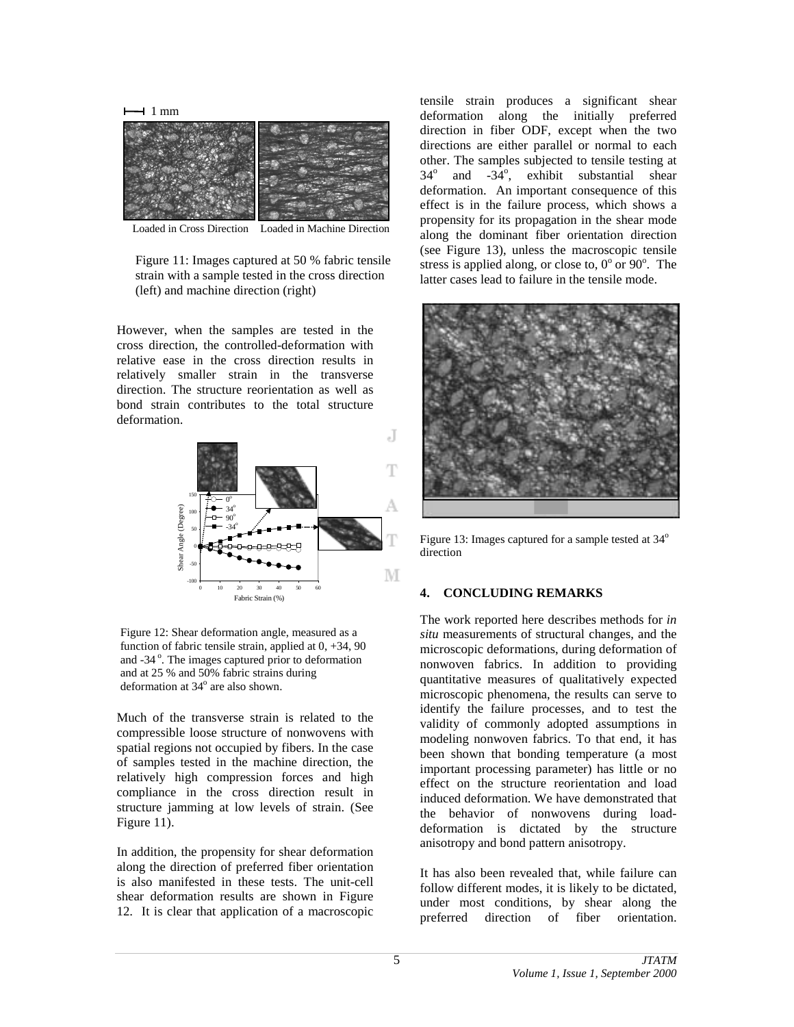Loaded in Cross Direction Loaded in Machine Direction

Figure 11: Images captured at 50 % fabric tensile strain with a sample tested in the cross direction (left) and machine direction (right)

However, when the samples are tested in the cross direction, the controlled-deformation with relative ease in the cross direction results in relatively smaller strain in the transverse direction. The structure reorientation as well as bond strain contributes to the total structure deformation.

Figure 12: Shear deformation angle, measured as a function of fabric tensile strain, applied at 0, +34, 90 and -34 $^{o}$. The images captured prior to deformation and at 25 % and 50% fabric strains during deformation at 34$^{o}$ are also shown.

Much of the transverse strain is related to the compressible loose structure of nonwovens with spatial regions not occupied by fibers. In the case of samples tested in the machine direction, the relatively high compression forces and high compliance in the cross direction result in structure jamming at low levels of strain. (See Figure 11).

In addition, the propensity for shear deformation along the direction of preferred fiber orientation is also manifested in these tests. The unit-cell shear deformation results are shown in Figure 12. It is clear that application of a macroscopic tensile strain produces a significant shear deformation along the initially preferred direction in fiber ODF, except when the two directions are either parallel or normal to each other. The samples subjected to tensile testing at 34$^{o}$ and -34$^{o}$, exhibit substantial shear deformation. An important consequence of this effect is in the failure process, which shows a propensity for its propagation in the shear mode along the dominant fiber orientation direction (see Figure 13), unless the macroscopic tensile stress is applied along, or close to, 0$^{o}$ or 90$^{o}$. The latter cases lead to failure in the tensile mode.

Figure 13: Images captured for a sample tested at 34$^{o}$ direction

## 4. CONCLUDING REMARKS

The work reported here describes methods for *in situ* measurements of structural changes, and the microscopic deformations, during deformation of nonwoven fabrics. In addition to providing quantitative measures of qualitatively expected microscopic phenomena, the results can serve to identify the failure processes, and to test the validity of commonly adopted assumptions in modeling nonwoven fabrics. To that end, it has been shown that bonding temperature (a most important processing parameter) has little or no effect on the structure reorientation and load induced deformation. We have demonstrated that the behavior of nonwovens during load-deformation is dictated by the structure anisotropy and bond pattern anisotropy.

It has also been revealed that, while failure can follow different modes, it is likely to be dictated, under most conditions, by shear along the preferred direction of fiber orientation.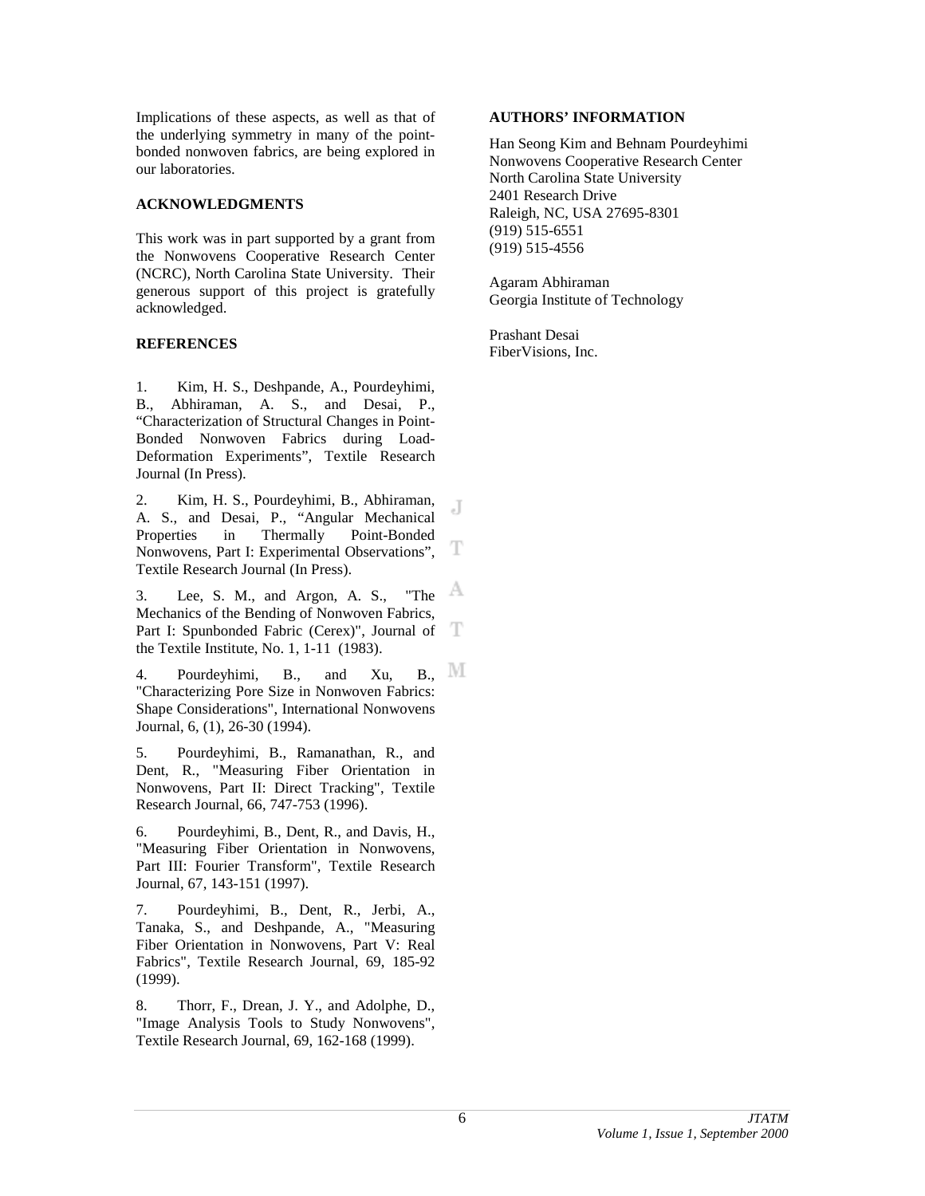Implications of these aspects, as well as that of the underlying symmetry in many of the point-bonded nonwoven fabrics, are being explored in our laboratories.

## ACKNOWLEDGMENTS

This work was in part supported by a grant from the Nonwovens Cooperative Research Center (NCRC), North Carolina State University. Their generous support of this project is gratefully acknowledged.

## REFERENCES

1. Kim, H. S., Deshpande, A., Pourdeyhimi, B., Abhiraman, A. S., and Desai, P., “Characterization of Structural Changes in Point-Bonded Nonwoven Fabrics during Load-Deformation Experiments”, Textile Research Journal (In Press).

2. Kim, H. S., Pourdeyhimi, B., Abhiraman, A. S., and Desai, P., “Angular Mechanical Properties in Thermally Point-Bonded Nonwovens, Part I: Experimental Observations”, Textile Research Journal (In Press).

3. Lee, S. M., and Argon, A. S., "The Mechanics of the Bending of Nonwoven Fabrics, Part I: Spunbonded Fabric (Cerex)", Journal of the Textile Institute, No. 1, 1-11 (1983).

4. Pourdeyhimi, B., and Xu, B., "Characterizing Pore Size in Nonwoven Fabrics: Shape Considerations", International Nonwovens Journal, 6, (1), 26-30 (1994).

5. Pourdeyhimi, B., Ramanathan, R., and Dent, R., "Measuring Fiber Orientation in Nonwovens, Part II: Direct Tracking", Textile Research Journal, 66, 747-753 (1996).

6. Pourdeyhimi, B., Dent, R., and Davis, H., "Measuring Fiber Orientation in Nonwovens, Part III: Fourier Transform", Textile Research Journal, 67, 143-151 (1997).

7. Pourdeyhimi, B., Dent, R., Jerbi, A., Tanaka, S., and Deshpande, A., "Measuring Fiber Orientation in Nonwovens, Part V: Real Fabrics", Textile Research Journal, 69, 185-92 (1999).

8. Thorr, F., Drean, J. Y., and Adolphe, D., "Image Analysis Tools to Study Nonwovens", Textile Research Journal, 69, 162-168 (1999).

## AUTHORS’ INFORMATION

Han Seong Kim and Behnam Pourdeyhimi  
Nonwovens Cooperative Research Center  
North Carolina State University  
2401 Research Drive  
Raleigh, NC, USA 27695-8301  
(919) 515-6551  
(919) 515-4556

Agaram Abhiraman  
Georgia Institute of Technology

Prashant Desai  
FiberVisions, Inc.